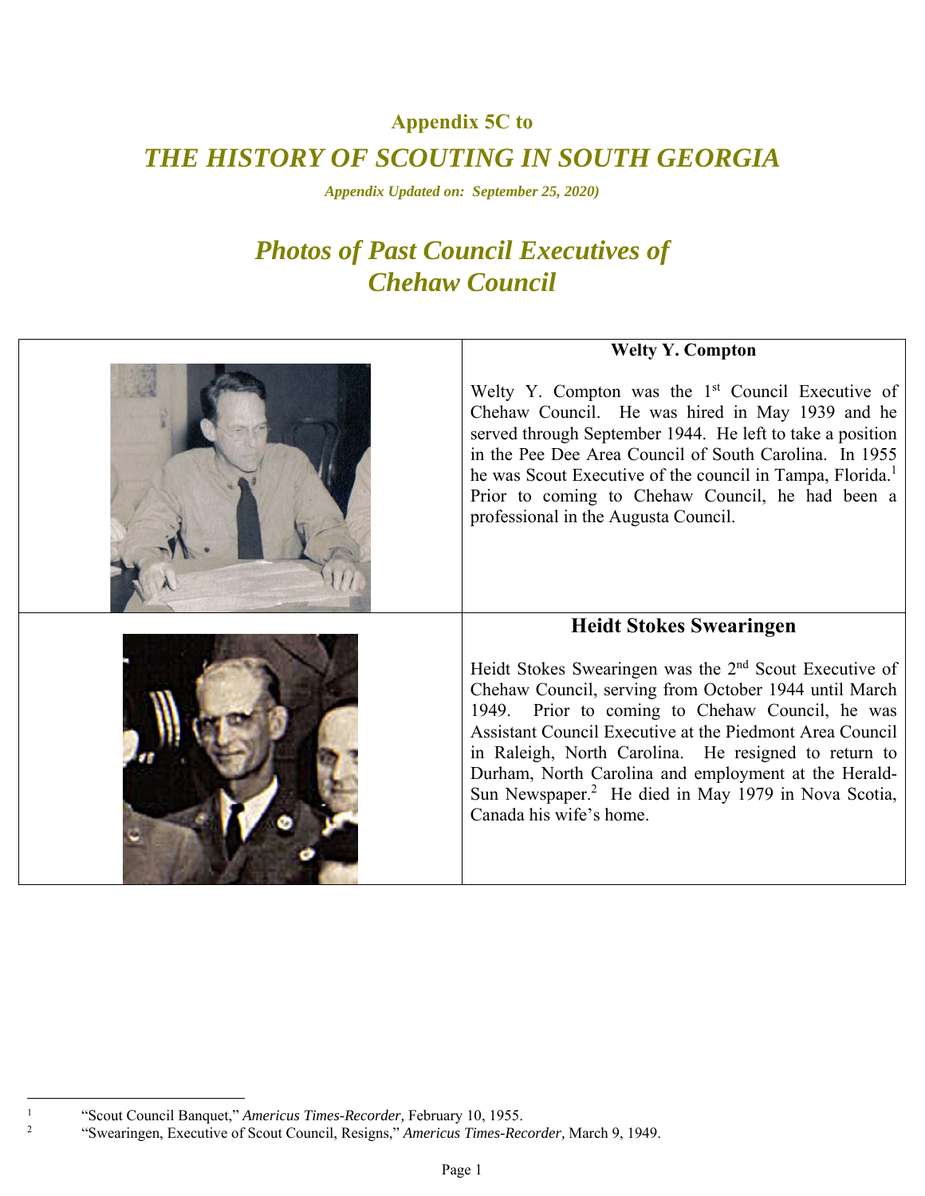## Appendix 5C to

# *THE HISTORY OF SCOUTING IN SOUTH GEORGIA*

***Appendix Updated on: September 25, 2020)***

# *Photos of Past Council Executives of Chehaw Council*

### Welty Y. Compton

Welty Y. Compton was the 1st Council Executive of Chehaw Council. He was hired in May 1939 and he served through September 1944. He left to take a position in the Pee Dee Area Council of South Carolina. In 1955 he was Scout Executive of the council in Tampa, Florida.[1] Prior to coming to Chehaw Council, he had been a professional in the Augusta Council.

### Heidt Stokes Swearingen

Heidt Stokes Swearingen was the 2nd Scout Executive of Chehaw Council, serving from October 1944 until March 1949. Prior to coming to Chehaw Council, he was Assistant Council Executive at the Piedmont Area Council in Raleigh, North Carolina. He resigned to return to Durham, North Carolina and employment at the Herald-Sun Newspaper.[2] He died in May 1979 in Nova Scotia, Canada his wife's home.

---

[1] "Scout Council Banquet," *Americus Times-Recorder,* February 10, 1955.

[2] "Swearingen, Executive of Scout Council, Resigns," *Americus Times-Recorder,* March 9, 1949.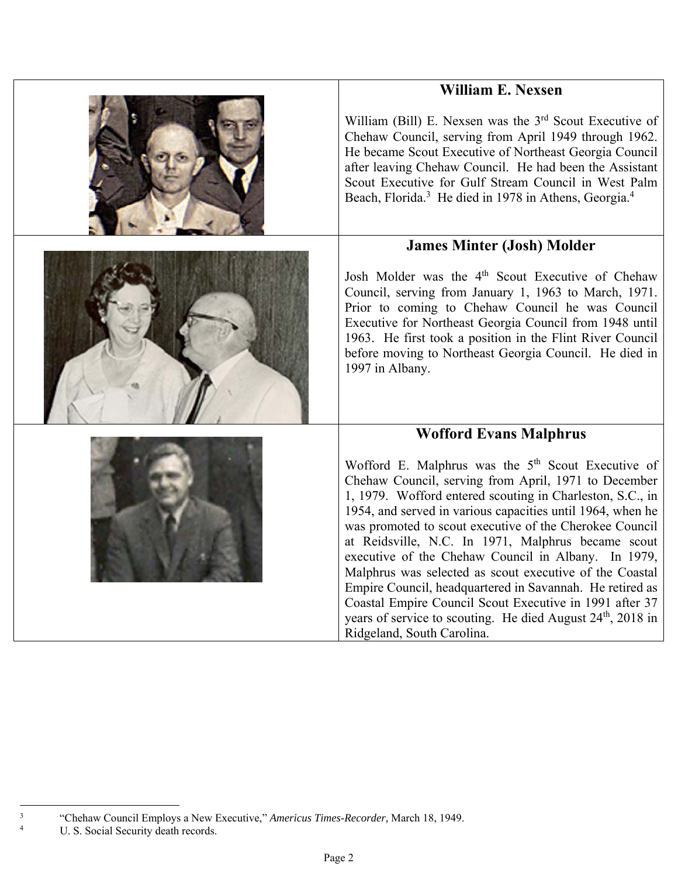### William E. Nexsen

William (Bill) E. Nexsen was the 3rd Scout Executive of Chehaw Council, serving from April 1949 through 1962. He became Scout Executive of Northeast Georgia Council after leaving Chehaw Council. He had been the Assistant Scout Executive for Gulf Stream Council in West Palm Beach, Florida.[3] He died in 1978 in Athens, Georgia.[4]

### James Minter (Josh) Molder

Josh Molder was the 4th Scout Executive of Chehaw Council, serving from January 1, 1963 to March, 1971. Prior to coming to Chehaw Council he was Council Executive for Northeast Georgia Council from 1948 until 1963. He first took a position in the Flint River Council before moving to Northeast Georgia Council. He died in 1997 in Albany.

### Wofford Evans Malphrus

Wofford E. Malphrus was the 5th Scout Executive of Chehaw Council, serving from April, 1971 to December 1, 1979. Wofford entered scouting in Charleston, S.C., in 1954, and served in various capacities until 1964, when he was promoted to scout executive of the Cherokee Council at Reidsville, N.C. In 1971, Malphrus became scout executive of the Chehaw Council in Albany. In 1979, Malphrus was selected as scout executive of the Coastal Empire Council, headquartered in Savannah. He retired as Coastal Empire Council Scout Executive in 1991 after 37 years of service to scouting. He died August 24th, 2018 in Ridgeland, South Carolina.

---

[3] "Chehaw Council Employs a New Executive," *Americus Times-Recorder,* March 18, 1949.

[4] U. S. Social Security death records.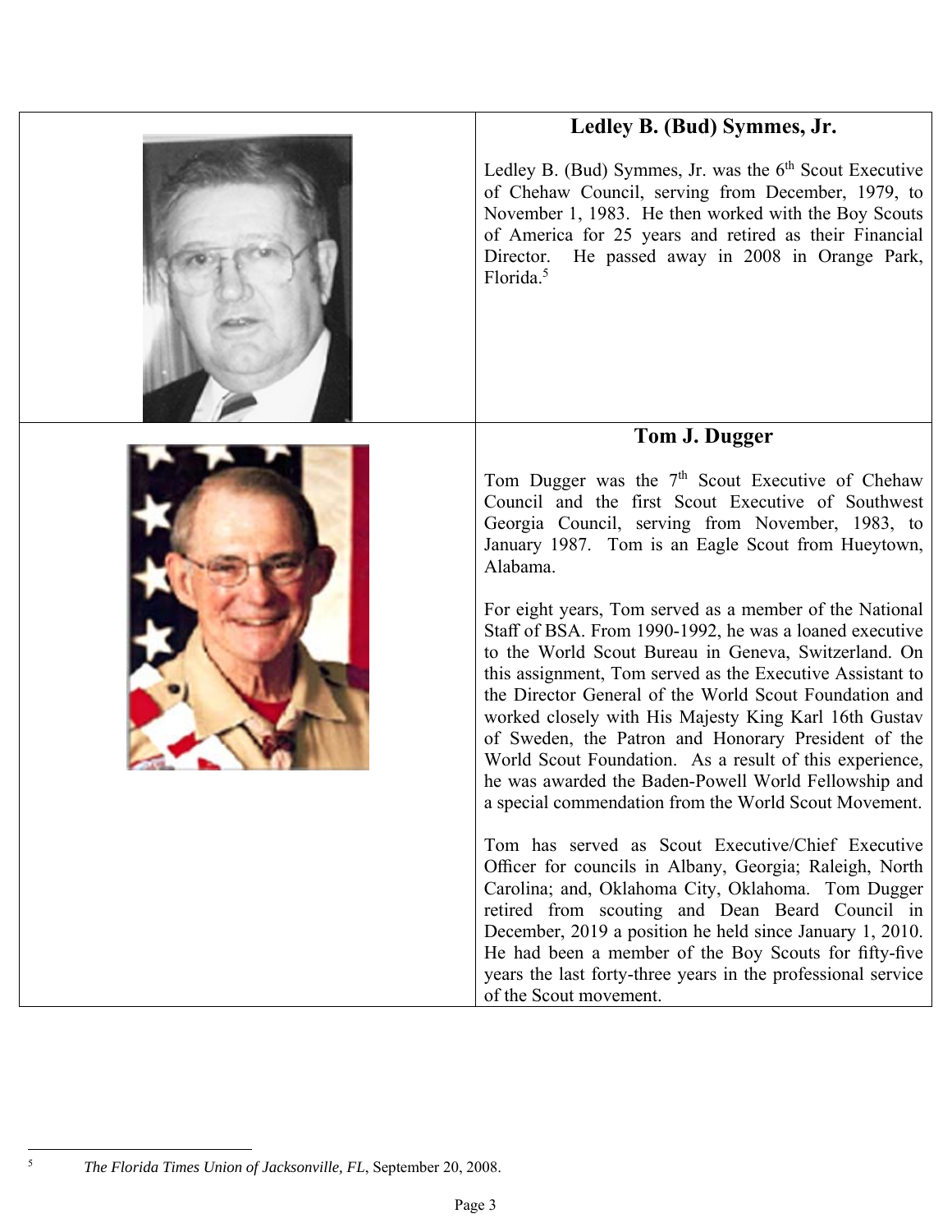## Ledley B. (Bud) Symmes, Jr.

Ledley B. (Bud) Symmes, Jr. was the 6th Scout Executive of Chehaw Council, serving from December, 1979, to November 1, 1983. He then worked with the Boy Scouts of America for 25 years and retired as their Financial Director. He passed away in 2008 in Orange Park, Florida.[5]

## Tom J. Dugger

Tom Dugger was the 7th Scout Executive of Chehaw Council and the first Scout Executive of Southwest Georgia Council, serving from November, 1983, to January 1987. Tom is an Eagle Scout from Hueytown, Alabama.

For eight years, Tom served as a member of the National Staff of BSA. From 1990-1992, he was a loaned executive to the World Scout Bureau in Geneva, Switzerland. On this assignment, Tom served as the Executive Assistant to the Director General of the World Scout Foundation and worked closely with His Majesty King Karl 16th Gustav of Sweden, the Patron and Honorary President of the World Scout Foundation. As a result of this experience, he was awarded the Baden-Powell World Fellowship and a special commendation from the World Scout Movement.

Tom has served as Scout Executive/Chief Executive Officer for councils in Albany, Georgia; Raleigh, North Carolina; and, Oklahoma City, Oklahoma. Tom Dugger retired from scouting and Dean Beard Council in December, 2019 a position he held since January 1, 2010. He had been a member of the Boy Scouts for fifty-five years the last forty-three years in the professional service of the Scout movement.

---

[5] *The Florida Times Union of Jacksonville, FL*, September 20, 2008.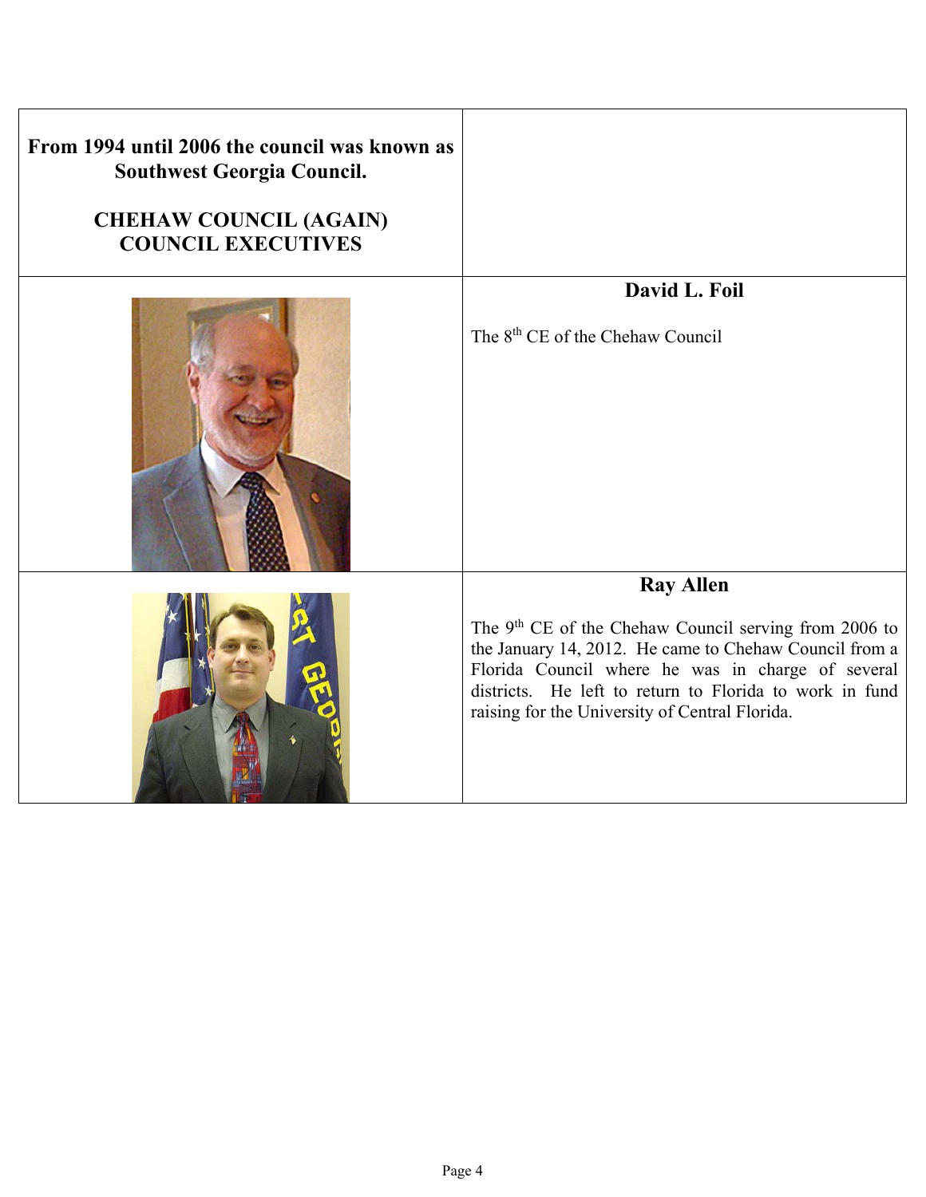**From 1994 until 2006 the council was known as Southwest Georgia Council.**

## CHEHAW COUNCIL (AGAIN) COUNCIL EXECUTIVES

### David L. Foil

The 8th CE of the Chehaw Council

### Ray Allen

The 9th CE of the Chehaw Council serving from 2006 to the January 14, 2012. He came to Chehaw Council from a Florida Council where he was in charge of several districts. He left to return to Florida to work in fund raising for the University of Central Florida.